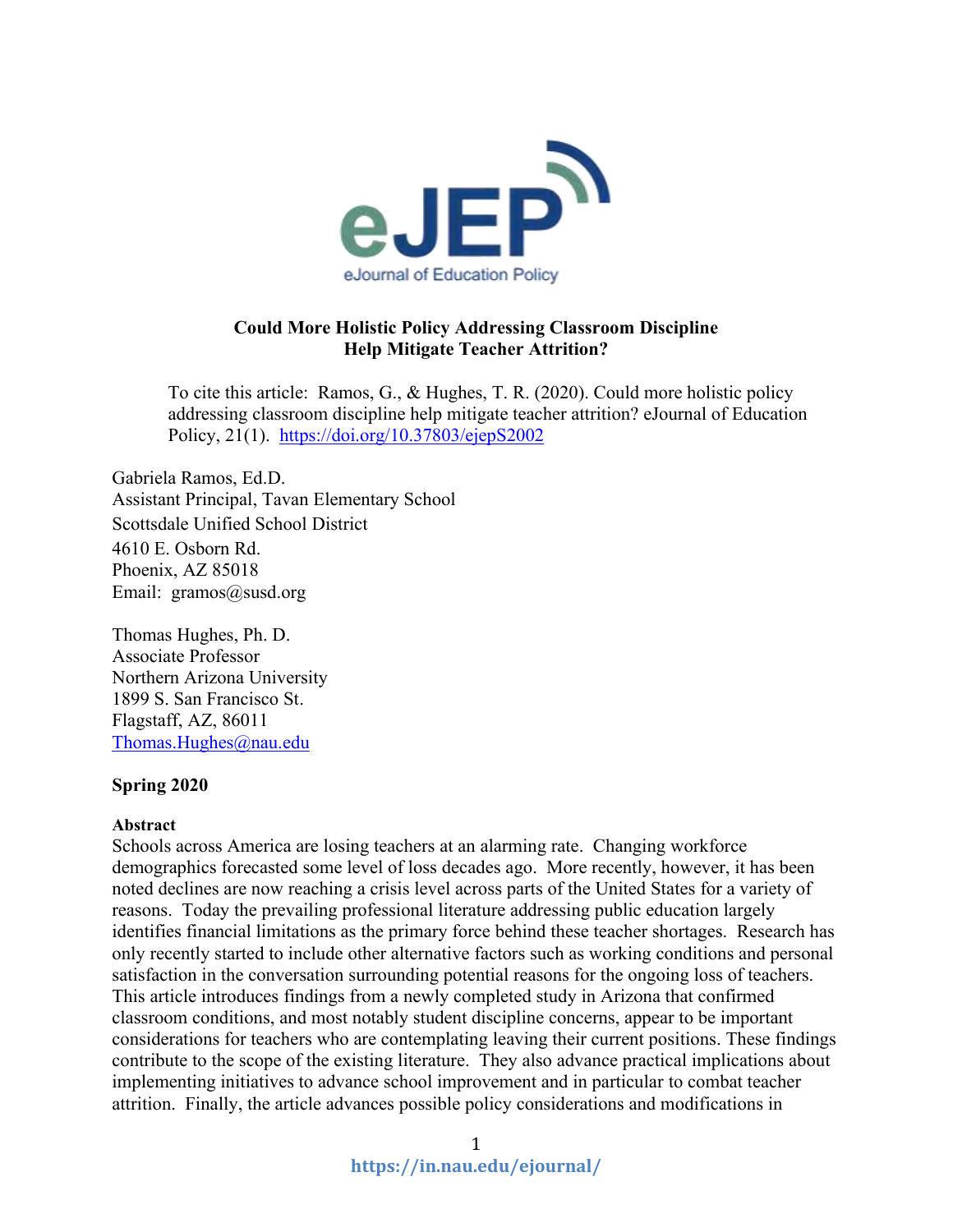# Could More Holistic Policy Addressing Classroom Discipline Help Mitigate Teacher Attrition?

To cite this article: Ramos, G., & Hughes, T. R. (2020). Could more holistic policy addressing classroom discipline help mitigate teacher attrition? eJournal of Education Policy, 21(1). https://doi.org/10.37803/ejepS2002

Gabriela Ramos, Ed.D.
Assistant Principal, Tavan Elementary School
Scottsdale Unified School District
4610 E. Osborn Rd.
Phoenix, AZ 85018
Email: gramos@susd.org

Thomas Hughes, Ph. D.
Associate Professor
Northern Arizona University
1899 S. San Francisco St.
Flagstaff, AZ, 86011
Thomas.Hughes@nau.edu

**Spring 2020**

**Abstract**

Schools across America are losing teachers at an alarming rate. Changing workforce demographics forecasted some level of loss decades ago. More recently, however, it has been noted declines are now reaching a crisis level across parts of the United States for a variety of reasons. Today the prevailing professional literature addressing public education largely identifies financial limitations as the primary force behind these teacher shortages. Research has only recently started to include other alternative factors such as working conditions and personal satisfaction in the conversation surrounding potential reasons for the ongoing loss of teachers. This article introduces findings from a newly completed study in Arizona that confirmed classroom conditions, and most notably student discipline concerns, appear to be important considerations for teachers who are contemplating leaving their current positions. These findings contribute to the scope of the existing literature. They also advance practical implications about implementing initiatives to advance school improvement and in particular to combat teacher attrition. Finally, the article advances possible policy considerations and modifications in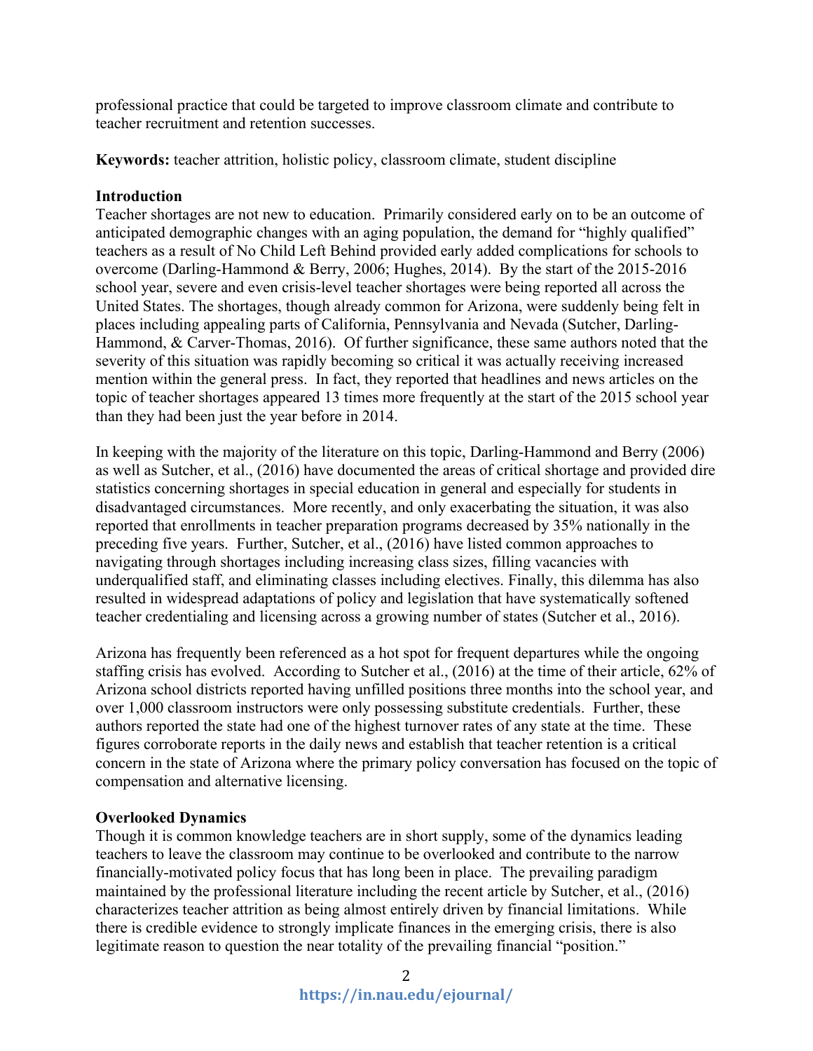professional practice that could be targeted to improve classroom climate and contribute to teacher recruitment and retention successes.

**Keywords:** teacher attrition, holistic policy, classroom climate, student discipline

**Introduction**

Teacher shortages are not new to education. Primarily considered early on to be an outcome of anticipated demographic changes with an aging population, the demand for "highly qualified" teachers as a result of No Child Left Behind provided early added complications for schools to overcome (Darling-Hammond & Berry, 2006; Hughes, 2014). By the start of the 2015-2016 school year, severe and even crisis-level teacher shortages were being reported all across the United States. The shortages, though already common for Arizona, were suddenly being felt in places including appealing parts of California, Pennsylvania and Nevada (Sutcher, Darling-Hammond, & Carver-Thomas, 2016). Of further significance, these same authors noted that the severity of this situation was rapidly becoming so critical it was actually receiving increased mention within the general press. In fact, they reported that headlines and news articles on the topic of teacher shortages appeared 13 times more frequently at the start of the 2015 school year than they had been just the year before in 2014.

In keeping with the majority of the literature on this topic, Darling-Hammond and Berry (2006) as well as Sutcher, et al., (2016) have documented the areas of critical shortage and provided dire statistics concerning shortages in special education in general and especially for students in disadvantaged circumstances. More recently, and only exacerbating the situation, it was also reported that enrollments in teacher preparation programs decreased by 35% nationally in the preceding five years. Further, Sutcher, et al., (2016) have listed common approaches to navigating through shortages including increasing class sizes, filling vacancies with underqualified staff, and eliminating classes including electives. Finally, this dilemma has also resulted in widespread adaptations of policy and legislation that have systematically softened teacher credentialing and licensing across a growing number of states (Sutcher et al., 2016).

Arizona has frequently been referenced as a hot spot for frequent departures while the ongoing staffing crisis has evolved. According to Sutcher et al., (2016) at the time of their article, 62% of Arizona school districts reported having unfilled positions three months into the school year, and over 1,000 classroom instructors were only possessing substitute credentials. Further, these authors reported the state had one of the highest turnover rates of any state at the time. These figures corroborate reports in the daily news and establish that teacher retention is a critical concern in the state of Arizona where the primary policy conversation has focused on the topic of compensation and alternative licensing.

**Overlooked Dynamics**

Though it is common knowledge teachers are in short supply, some of the dynamics leading teachers to leave the classroom may continue to be overlooked and contribute to the narrow financially-motivated policy focus that has long been in place. The prevailing paradigm maintained by the professional literature including the recent article by Sutcher, et al., (2016) characterizes teacher attrition as being almost entirely driven by financial limitations. While there is credible evidence to strongly implicate finances in the emerging crisis, there is also legitimate reason to question the near totality of the prevailing financial "position."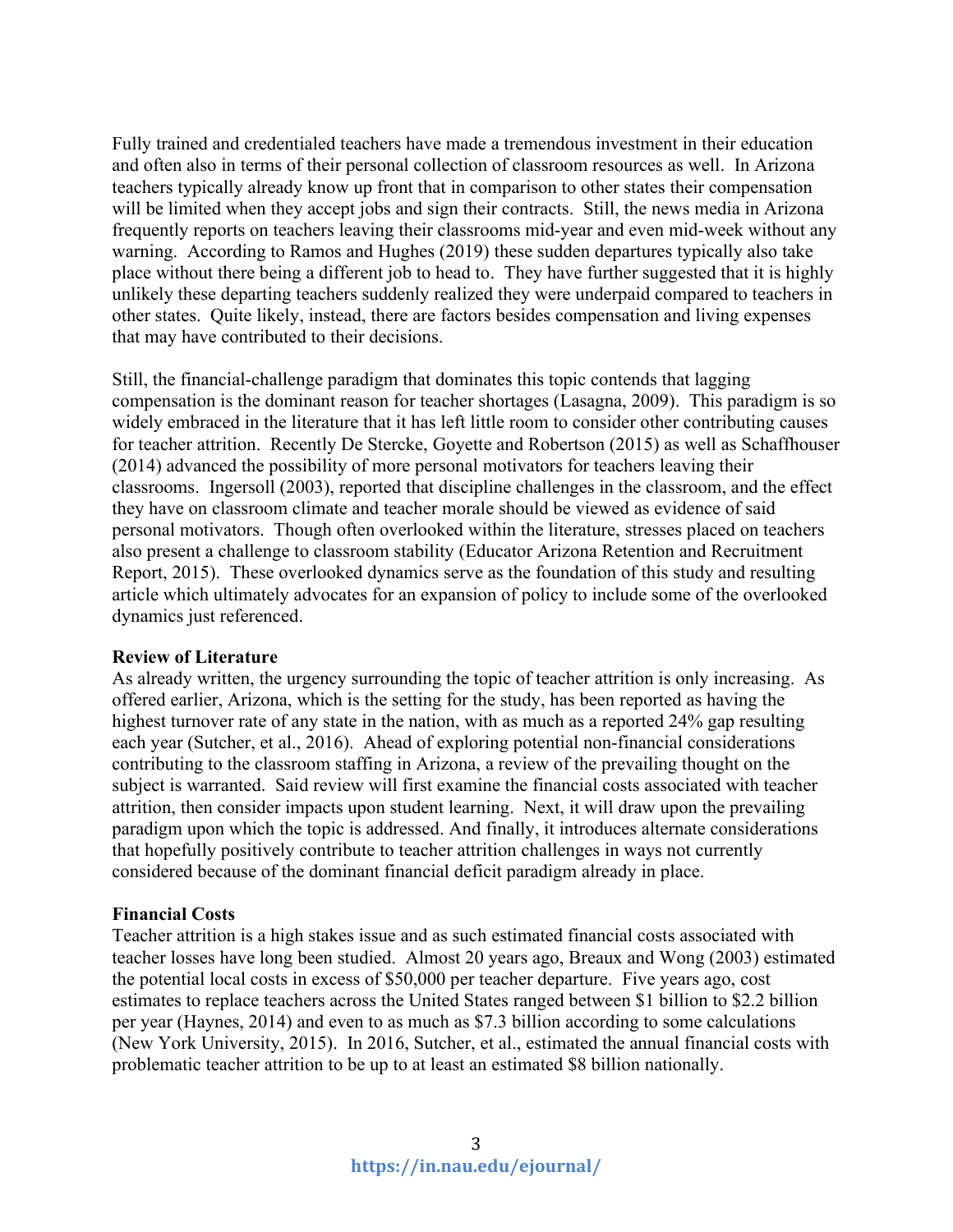Fully trained and credentialed teachers have made a tremendous investment in their education and often also in terms of their personal collection of classroom resources as well. In Arizona teachers typically already know up front that in comparison to other states their compensation will be limited when they accept jobs and sign their contracts. Still, the news media in Arizona frequently reports on teachers leaving their classrooms mid-year and even mid-week without any warning. According to Ramos and Hughes (2019) these sudden departures typically also take place without there being a different job to head to. They have further suggested that it is highly unlikely these departing teachers suddenly realized they were underpaid compared to teachers in other states. Quite likely, instead, there are factors besides compensation and living expenses that may have contributed to their decisions.

Still, the financial-challenge paradigm that dominates this topic contends that lagging compensation is the dominant reason for teacher shortages (Lasagna, 2009). This paradigm is so widely embraced in the literature that it has left little room to consider other contributing causes for teacher attrition. Recently De Stercke, Goyette and Robertson (2015) as well as Schaffhouser (2014) advanced the possibility of more personal motivators for teachers leaving their classrooms. Ingersoll (2003), reported that discipline challenges in the classroom, and the effect they have on classroom climate and teacher morale should be viewed as evidence of said personal motivators. Though often overlooked within the literature, stresses placed on teachers also present a challenge to classroom stability (Educator Arizona Retention and Recruitment Report, 2015). These overlooked dynamics serve as the foundation of this study and resulting article which ultimately advocates for an expansion of policy to include some of the overlooked dynamics just referenced.

**Review of Literature**

As already written, the urgency surrounding the topic of teacher attrition is only increasing. As offered earlier, Arizona, which is the setting for the study, has been reported as having the highest turnover rate of any state in the nation, with as much as a reported 24% gap resulting each year (Sutcher, et al., 2016). Ahead of exploring potential non-financial considerations contributing to the classroom staffing in Arizona, a review of the prevailing thought on the subject is warranted. Said review will first examine the financial costs associated with teacher attrition, then consider impacts upon student learning. Next, it will draw upon the prevailing paradigm upon which the topic is addressed. And finally, it introduces alternate considerations that hopefully positively contribute to teacher attrition challenges in ways not currently considered because of the dominant financial deficit paradigm already in place.

**Financial Costs**

Teacher attrition is a high stakes issue and as such estimated financial costs associated with teacher losses have long been studied. Almost 20 years ago, Breaux and Wong (2003) estimated the potential local costs in excess of $50,000 per teacher departure. Five years ago, cost estimates to replace teachers across the United States ranged between $1 billion to $2.2 billion per year (Haynes, 2014) and even to as much as $7.3 billion according to some calculations (New York University, 2015). In 2016, Sutcher, et al., estimated the annual financial costs with problematic teacher attrition to be up to at least an estimated $8 billion nationally.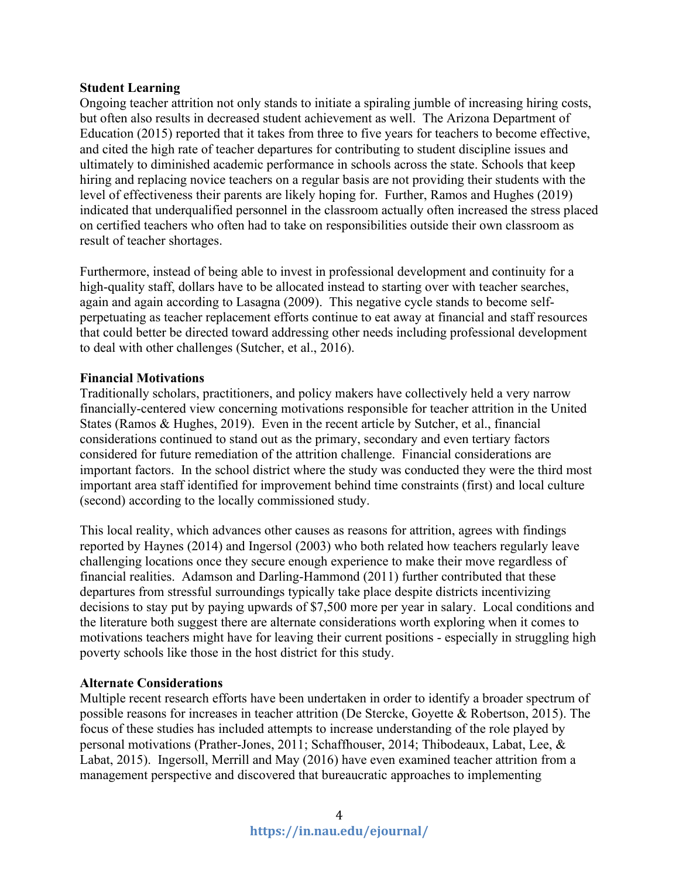**Student Learning**

Ongoing teacher attrition not only stands to initiate a spiraling jumble of increasing hiring costs, but often also results in decreased student achievement as well. The Arizona Department of Education (2015) reported that it takes from three to five years for teachers to become effective, and cited the high rate of teacher departures for contributing to student discipline issues and ultimately to diminished academic performance in schools across the state. Schools that keep hiring and replacing novice teachers on a regular basis are not providing their students with the level of effectiveness their parents are likely hoping for. Further, Ramos and Hughes (2019) indicated that underqualified personnel in the classroom actually often increased the stress placed on certified teachers who often had to take on responsibilities outside their own classroom as result of teacher shortages.

Furthermore, instead of being able to invest in professional development and continuity for a high-quality staff, dollars have to be allocated instead to starting over with teacher searches, again and again according to Lasagna (2009). This negative cycle stands to become self-perpetuating as teacher replacement efforts continue to eat away at financial and staff resources that could better be directed toward addressing other needs including professional development to deal with other challenges (Sutcher, et al., 2016).

**Financial Motivations**

Traditionally scholars, practitioners, and policy makers have collectively held a very narrow financially-centered view concerning motivations responsible for teacher attrition in the United States (Ramos & Hughes, 2019). Even in the recent article by Sutcher, et al., financial considerations continued to stand out as the primary, secondary and even tertiary factors considered for future remediation of the attrition challenge. Financial considerations are important factors. In the school district where the study was conducted they were the third most important area staff identified for improvement behind time constraints (first) and local culture (second) according to the locally commissioned study.

This local reality, which advances other causes as reasons for attrition, agrees with findings reported by Haynes (2014) and Ingersol (2003) who both related how teachers regularly leave challenging locations once they secure enough experience to make their move regardless of financial realities. Adamson and Darling-Hammond (2011) further contributed that these departures from stressful surroundings typically take place despite districts incentivizing decisions to stay put by paying upwards of $7,500 more per year in salary. Local conditions and the literature both suggest there are alternate considerations worth exploring when it comes to motivations teachers might have for leaving their current positions - especially in struggling high poverty schools like those in the host district for this study.

**Alternate Considerations**

Multiple recent research efforts have been undertaken in order to identify a broader spectrum of possible reasons for increases in teacher attrition (De Stercke, Goyette & Robertson, 2015). The focus of these studies has included attempts to increase understanding of the role played by personal motivations (Prather-Jones, 2011; Schaffhouser, 2014; Thibodeaux, Labat, Lee, & Labat, 2015). Ingersoll, Merrill and May (2016) have even examined teacher attrition from a management perspective and discovered that bureaucratic approaches to implementing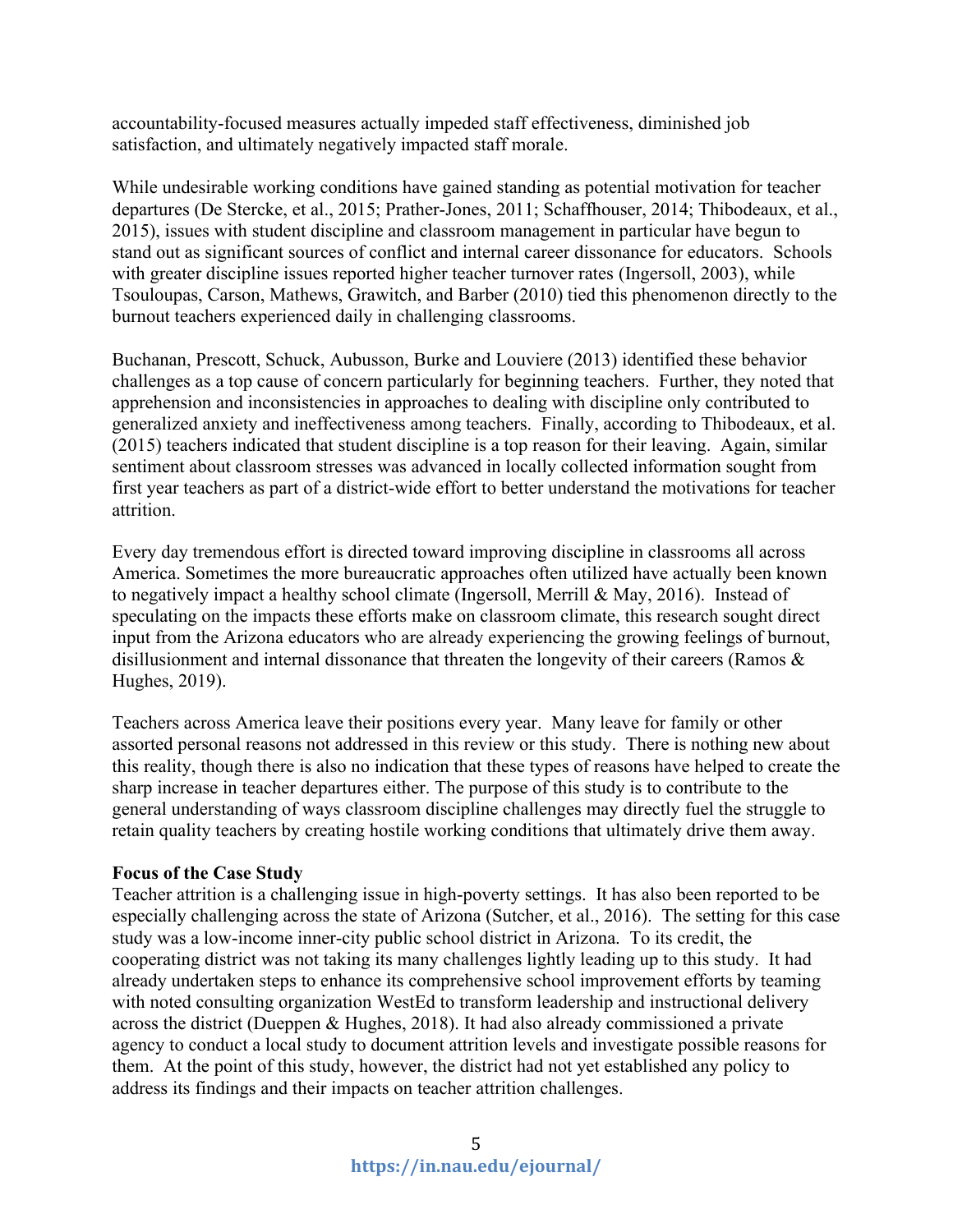accountability-focused measures actually impeded staff effectiveness, diminished job satisfaction, and ultimately negatively impacted staff morale.

While undesirable working conditions have gained standing as potential motivation for teacher departures (De Stercke, et al., 2015; Prather-Jones, 2011; Schaffhouser, 2014; Thibodeaux, et al., 2015), issues with student discipline and classroom management in particular have begun to stand out as significant sources of conflict and internal career dissonance for educators. Schools with greater discipline issues reported higher teacher turnover rates (Ingersoll, 2003), while Tsouloupas, Carson, Mathews, Grawitch, and Barber (2010) tied this phenomenon directly to the burnout teachers experienced daily in challenging classrooms.

Buchanan, Prescott, Schuck, Aubusson, Burke and Louviere (2013) identified these behavior challenges as a top cause of concern particularly for beginning teachers. Further, they noted that apprehension and inconsistencies in approaches to dealing with discipline only contributed to generalized anxiety and ineffectiveness among teachers. Finally, according to Thibodeaux, et al. (2015) teachers indicated that student discipline is a top reason for their leaving. Again, similar sentiment about classroom stresses was advanced in locally collected information sought from first year teachers as part of a district-wide effort to better understand the motivations for teacher attrition.

Every day tremendous effort is directed toward improving discipline in classrooms all across America. Sometimes the more bureaucratic approaches often utilized have actually been known to negatively impact a healthy school climate (Ingersoll, Merrill & May, 2016). Instead of speculating on the impacts these efforts make on classroom climate, this research sought direct input from the Arizona educators who are already experiencing the growing feelings of burnout, disillusionment and internal dissonance that threaten the longevity of their careers (Ramos & Hughes, 2019).

Teachers across America leave their positions every year. Many leave for family or other assorted personal reasons not addressed in this review or this study. There is nothing new about this reality, though there is also no indication that these types of reasons have helped to create the sharp increase in teacher departures either. The purpose of this study is to contribute to the general understanding of ways classroom discipline challenges may directly fuel the struggle to retain quality teachers by creating hostile working conditions that ultimately drive them away.

**Focus of the Case Study**

Teacher attrition is a challenging issue in high-poverty settings. It has also been reported to be especially challenging across the state of Arizona (Sutcher, et al., 2016). The setting for this case study was a low-income inner-city public school district in Arizona. To its credit, the cooperating district was not taking its many challenges lightly leading up to this study. It had already undertaken steps to enhance its comprehensive school improvement efforts by teaming with noted consulting organization WestEd to transform leadership and instructional delivery across the district (Dueppen & Hughes, 2018). It had also already commissioned a private agency to conduct a local study to document attrition levels and investigate possible reasons for them. At the point of this study, however, the district had not yet established any policy to address its findings and their impacts on teacher attrition challenges.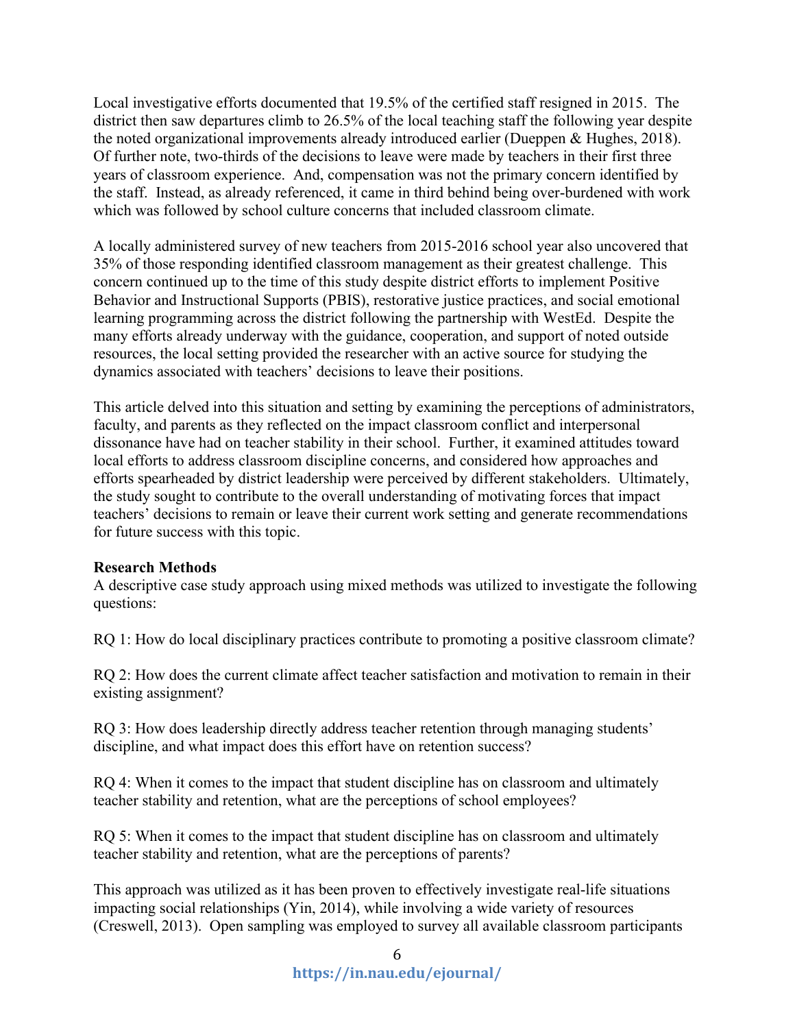Local investigative efforts documented that 19.5% of the certified staff resigned in 2015. The district then saw departures climb to 26.5% of the local teaching staff the following year despite the noted organizational improvements already introduced earlier (Dueppen & Hughes, 2018). Of further note, two-thirds of the decisions to leave were made by teachers in their first three years of classroom experience. And, compensation was not the primary concern identified by the staff. Instead, as already referenced, it came in third behind being over-burdened with work which was followed by school culture concerns that included classroom climate.

A locally administered survey of new teachers from 2015-2016 school year also uncovered that 35% of those responding identified classroom management as their greatest challenge. This concern continued up to the time of this study despite district efforts to implement Positive Behavior and Instructional Supports (PBIS), restorative justice practices, and social emotional learning programming across the district following the partnership with WestEd. Despite the many efforts already underway with the guidance, cooperation, and support of noted outside resources, the local setting provided the researcher with an active source for studying the dynamics associated with teachers' decisions to leave their positions.

This article delved into this situation and setting by examining the perceptions of administrators, faculty, and parents as they reflected on the impact classroom conflict and interpersonal dissonance have had on teacher stability in their school. Further, it examined attitudes toward local efforts to address classroom discipline concerns, and considered how approaches and efforts spearheaded by district leadership were perceived by different stakeholders. Ultimately, the study sought to contribute to the overall understanding of motivating forces that impact teachers' decisions to remain or leave their current work setting and generate recommendations for future success with this topic.

**Research Methods**

A descriptive case study approach using mixed methods was utilized to investigate the following questions:

RQ 1: How do local disciplinary practices contribute to promoting a positive classroom climate?

RQ 2: How does the current climate affect teacher satisfaction and motivation to remain in their existing assignment?

RQ 3: How does leadership directly address teacher retention through managing students' discipline, and what impact does this effort have on retention success?

RQ 4: When it comes to the impact that student discipline has on classroom and ultimately teacher stability and retention, what are the perceptions of school employees?

RQ 5: When it comes to the impact that student discipline has on classroom and ultimately teacher stability and retention, what are the perceptions of parents?

This approach was utilized as it has been proven to effectively investigate real-life situations impacting social relationships (Yin, 2014), while involving a wide variety of resources (Creswell, 2013). Open sampling was employed to survey all available classroom participants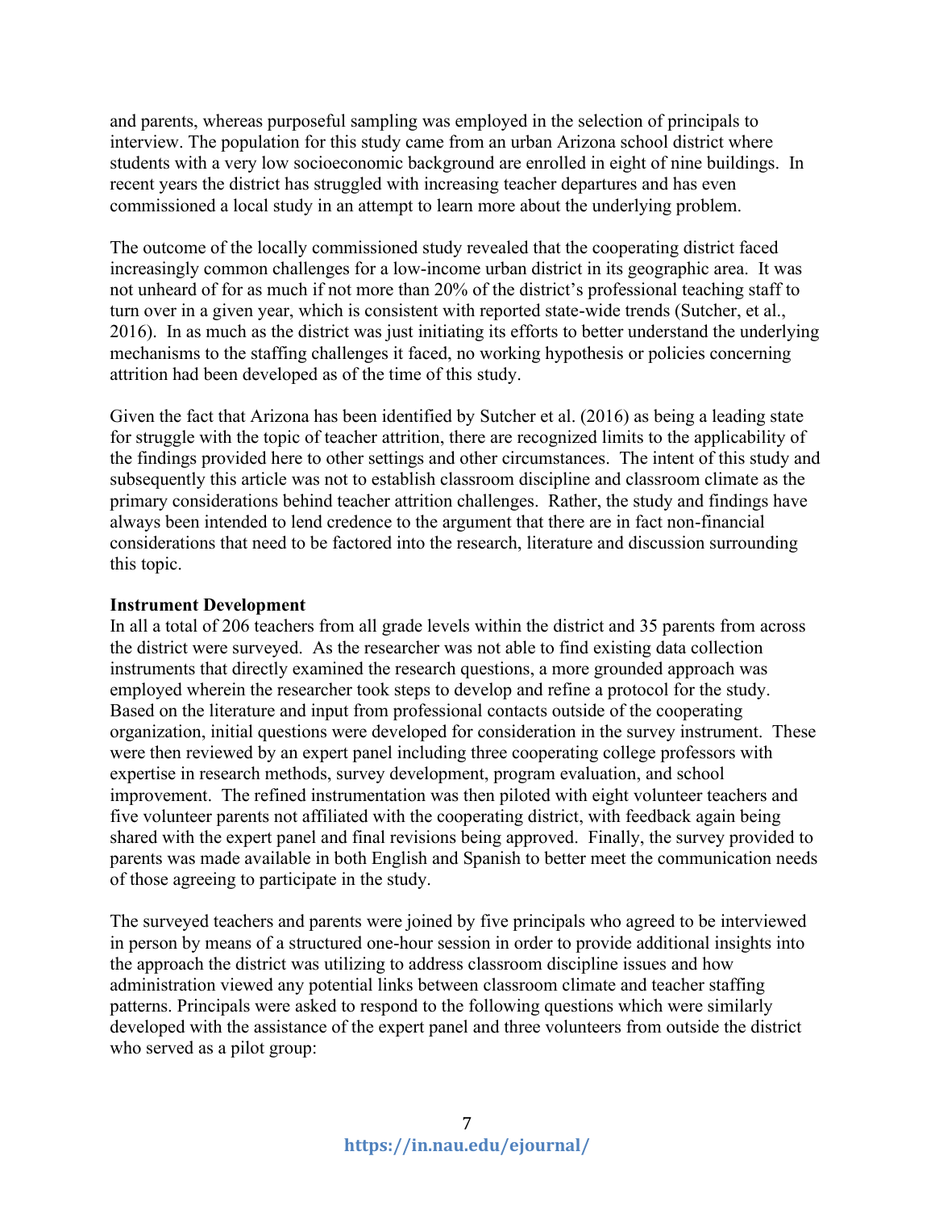and parents, whereas purposeful sampling was employed in the selection of principals to interview. The population for this study came from an urban Arizona school district where students with a very low socioeconomic background are enrolled in eight of nine buildings. In recent years the district has struggled with increasing teacher departures and has even commissioned a local study in an attempt to learn more about the underlying problem.

The outcome of the locally commissioned study revealed that the cooperating district faced increasingly common challenges for a low-income urban district in its geographic area. It was not unheard of for as much if not more than 20% of the district's professional teaching staff to turn over in a given year, which is consistent with reported state-wide trends (Sutcher, et al., 2016). In as much as the district was just initiating its efforts to better understand the underlying mechanisms to the staffing challenges it faced, no working hypothesis or policies concerning attrition had been developed as of the time of this study.

Given the fact that Arizona has been identified by Sutcher et al. (2016) as being a leading state for struggle with the topic of teacher attrition, there are recognized limits to the applicability of the findings provided here to other settings and other circumstances. The intent of this study and subsequently this article was not to establish classroom discipline and classroom climate as the primary considerations behind teacher attrition challenges. Rather, the study and findings have always been intended to lend credence to the argument that there are in fact non-financial considerations that need to be factored into the research, literature and discussion surrounding this topic.

**Instrument Development**

In all a total of 206 teachers from all grade levels within the district and 35 parents from across the district were surveyed. As the researcher was not able to find existing data collection instruments that directly examined the research questions, a more grounded approach was employed wherein the researcher took steps to develop and refine a protocol for the study. Based on the literature and input from professional contacts outside of the cooperating organization, initial questions were developed for consideration in the survey instrument. These were then reviewed by an expert panel including three cooperating college professors with expertise in research methods, survey development, program evaluation, and school improvement. The refined instrumentation was then piloted with eight volunteer teachers and five volunteer parents not affiliated with the cooperating district, with feedback again being shared with the expert panel and final revisions being approved. Finally, the survey provided to parents was made available in both English and Spanish to better meet the communication needs of those agreeing to participate in the study.

The surveyed teachers and parents were joined by five principals who agreed to be interviewed in person by means of a structured one-hour session in order to provide additional insights into the approach the district was utilizing to address classroom discipline issues and how administration viewed any potential links between classroom climate and teacher staffing patterns. Principals were asked to respond to the following questions which were similarly developed with the assistance of the expert panel and three volunteers from outside the district who served as a pilot group: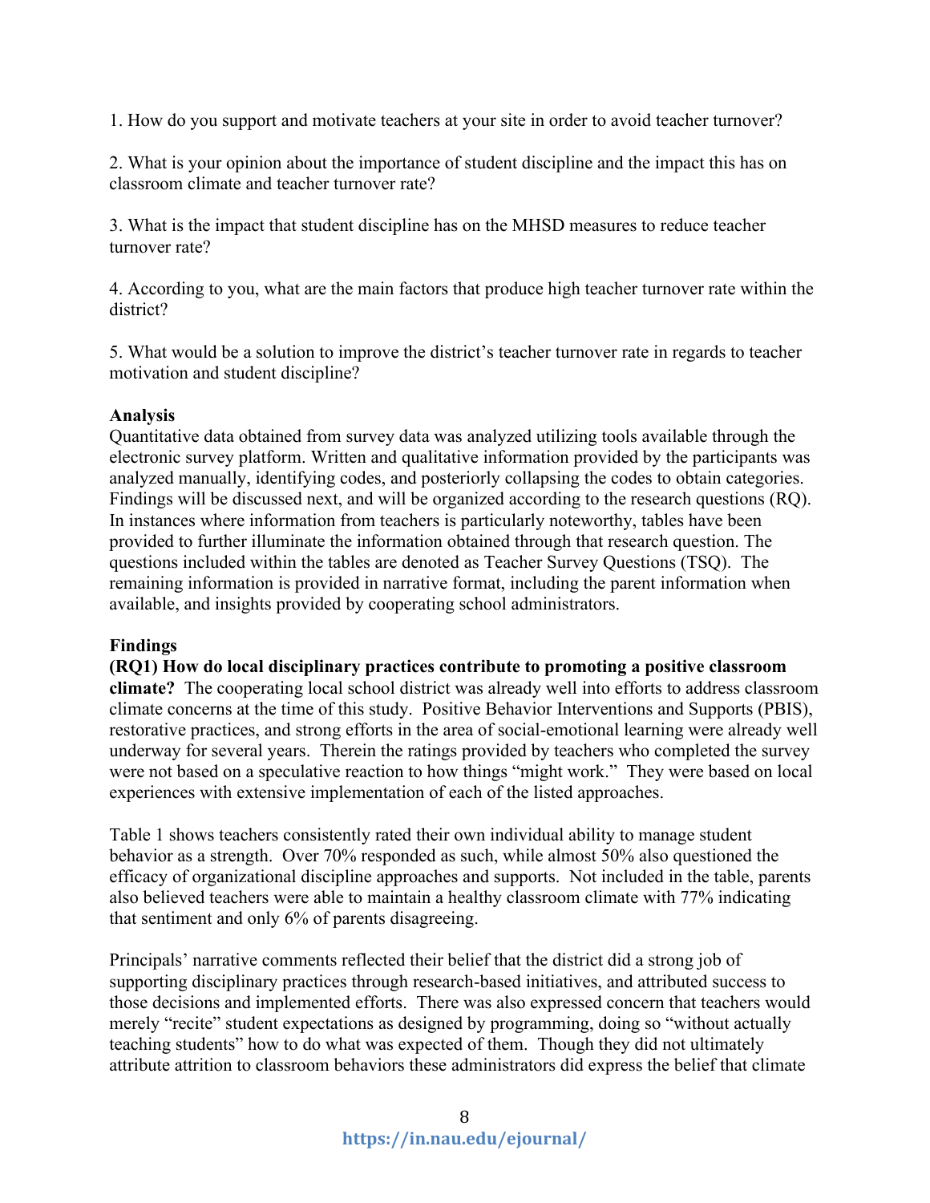1. How do you support and motivate teachers at your site in order to avoid teacher turnover?

2. What is your opinion about the importance of student discipline and the impact this has on classroom climate and teacher turnover rate?

3. What is the impact that student discipline has on the MHSD measures to reduce teacher turnover rate?

4. According to you, what are the main factors that produce high teacher turnover rate within the district?

5. What would be a solution to improve the district's teacher turnover rate in regards to teacher motivation and student discipline?

**Analysis**

Quantitative data obtained from survey data was analyzed utilizing tools available through the electronic survey platform. Written and qualitative information provided by the participants was analyzed manually, identifying codes, and posteriorly collapsing the codes to obtain categories. Findings will be discussed next, and will be organized according to the research questions (RQ). In instances where information from teachers is particularly noteworthy, tables have been provided to further illuminate the information obtained through that research question. The questions included within the tables are denoted as Teacher Survey Questions (TSQ). The remaining information is provided in narrative format, including the parent information when available, and insights provided by cooperating school administrators.

**Findings**

**(RQ1) How do local disciplinary practices contribute to promoting a positive classroom climate?** The cooperating local school district was already well into efforts to address classroom climate concerns at the time of this study. Positive Behavior Interventions and Supports (PBIS), restorative practices, and strong efforts in the area of social-emotional learning were already well underway for several years. Therein the ratings provided by teachers who completed the survey were not based on a speculative reaction to how things "might work." They were based on local experiences with extensive implementation of each of the listed approaches.

Table 1 shows teachers consistently rated their own individual ability to manage student behavior as a strength. Over 70% responded as such, while almost 50% also questioned the efficacy of organizational discipline approaches and supports. Not included in the table, parents also believed teachers were able to maintain a healthy classroom climate with 77% indicating that sentiment and only 6% of parents disagreeing.

Principals' narrative comments reflected their belief that the district did a strong job of supporting disciplinary practices through research-based initiatives, and attributed success to those decisions and implemented efforts. There was also expressed concern that teachers would merely "recite" student expectations as designed by programming, doing so "without actually teaching students" how to do what was expected of them. Though they did not ultimately attribute attrition to classroom behaviors these administrators did express the belief that climate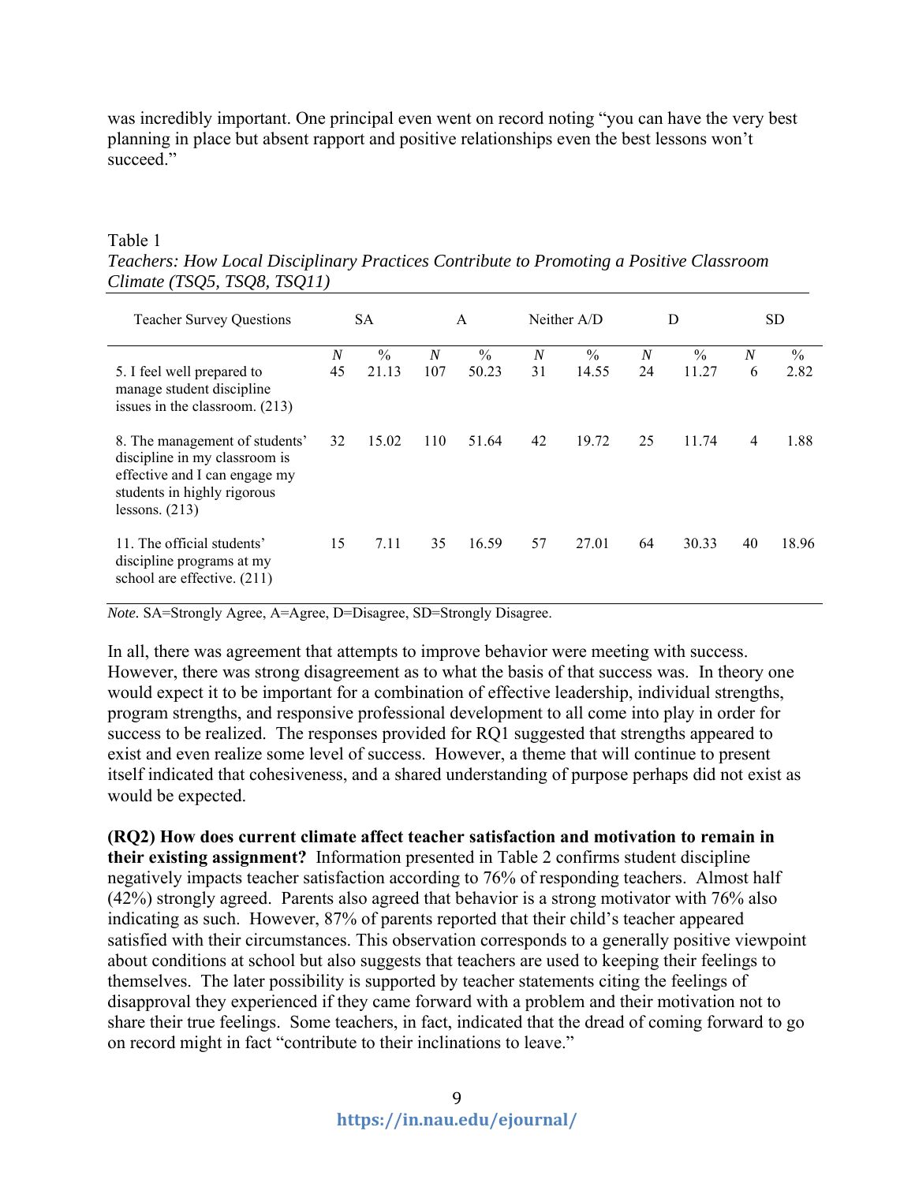was incredibly important. One principal even went on record noting "you can have the very best planning in place but absent rapport and positive relationships even the best lessons won't succeed."

Table 1
*Teachers: How Local Disciplinary Practices Contribute to Promoting a Positive Classroom Climate (TSQ5, TSQ8, TSQ11)*

| Teacher Survey Questions | SA | | A | | Neither A/D | | D | | SD | |
|---|---|---|---|---|---|---|---|---|---|---|
| | *N* | % | *N* | % | *N* | % | *N* | % | *N* | % |
| 5. I feel well prepared to manage student discipline issues in the classroom. (213) | 45 | 21.13 | 107 | 50.23 | 31 | 14.55 | 24 | 11.27 | 6 | 2.82 |
| 8. The management of students' discipline in my classroom is effective and I can engage my students in highly rigorous lessons. (213) | 32 | 15.02 | 110 | 51.64 | 42 | 19.72 | 25 | 11.74 | 4 | 1.88 |
| 11. The official students' discipline programs at my school are effective. (211) | 15 | 7.11 | 35 | 16.59 | 57 | 27.01 | 64 | 30.33 | 40 | 18.96 |

*Note.* SA=Strongly Agree, A=Agree, D=Disagree, SD=Strongly Disagree.

In all, there was agreement that attempts to improve behavior were meeting with success. However, there was strong disagreement as to what the basis of that success was. In theory one would expect it to be important for a combination of effective leadership, individual strengths, program strengths, and responsive professional development to all come into play in order for success to be realized. The responses provided for RQ1 suggested that strengths appeared to exist and even realize some level of success. However, a theme that will continue to present itself indicated that cohesiveness, and a shared understanding of purpose perhaps did not exist as would be expected.

**(RQ2) How does current climate affect teacher satisfaction and motivation to remain in their existing assignment?** Information presented in Table 2 confirms student discipline negatively impacts teacher satisfaction according to 76% of responding teachers. Almost half (42%) strongly agreed. Parents also agreed that behavior is a strong motivator with 76% also indicating as such. However, 87% of parents reported that their child's teacher appeared satisfied with their circumstances. This observation corresponds to a generally positive viewpoint about conditions at school but also suggests that teachers are used to keeping their feelings to themselves. The later possibility is supported by teacher statements citing the feelings of disapproval they experienced if they came forward with a problem and their motivation not to share their true feelings. Some teachers, in fact, indicated that the dread of coming forward to go on record might in fact "contribute to their inclinations to leave."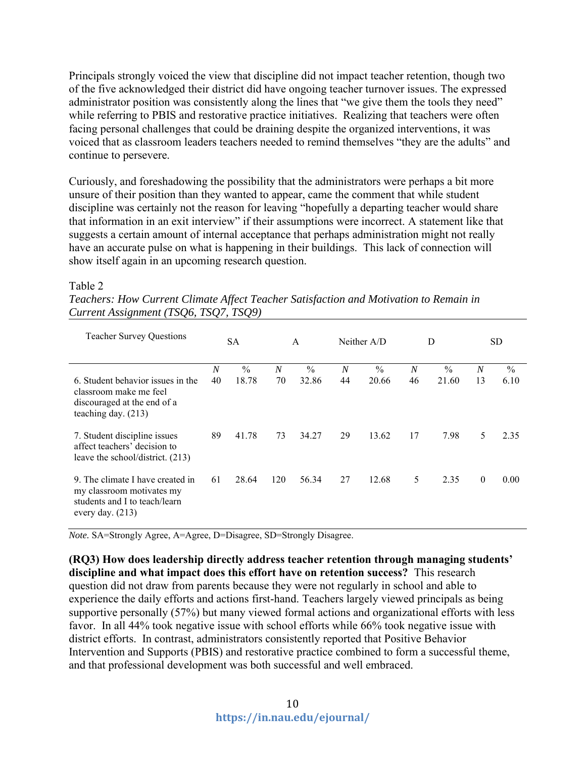Principals strongly voiced the view that discipline did not impact teacher retention, though two of the five acknowledged their district did have ongoing teacher turnover issues. The expressed administrator position was consistently along the lines that "we give them the tools they need" while referring to PBIS and restorative practice initiatives. Realizing that teachers were often facing personal challenges that could be draining despite the organized interventions, it was voiced that as classroom leaders teachers needed to remind themselves "they are the adults" and continue to persevere.

Curiously, and foreshadowing the possibility that the administrators were perhaps a bit more unsure of their position than they wanted to appear, came the comment that while student discipline was certainly not the reason for leaving "hopefully a departing teacher would share that information in an exit interview" if their assumptions were incorrect. A statement like that suggests a certain amount of internal acceptance that perhaps administration might not really have an accurate pulse on what is happening in their buildings. This lack of connection will show itself again in an upcoming research question.

Table 2
*Teachers: How Current Climate Affect Teacher Satisfaction and Motivation to Remain in Current Assignment (TSQ6, TSQ7, TSQ9)*

| Teacher Survey Questions | SA | | A | | Neither A/D | | D | | SD | |
|---|---|---|---|---|---|---|---|---|---|---|
| | *N* | % | *N* | % | *N* | % | *N* | % | *N* | % |
| 6. Student behavior issues in the classroom make me feel discouraged at the end of a teaching day. (213) | 40 | 18.78 | 70 | 32.86 | 44 | 20.66 | 46 | 21.60 | 13 | 6.10 |
| 7. Student discipline issues affect teachers' decision to leave the school/district. (213) | 89 | 41.78 | 73 | 34.27 | 29 | 13.62 | 17 | 7.98 | 5 | 2.35 |
| 9. The climate I have created in my classroom motivates my students and I to teach/learn every day. (213) | 61 | 28.64 | 120 | 56.34 | 27 | 12.68 | 5 | 2.35 | 0 | 0.00 |

*Note.* SA=Strongly Agree, A=Agree, D=Disagree, SD=Strongly Disagree.

**(RQ3) How does leadership directly address teacher retention through managing students' discipline and what impact does this effort have on retention success?** This research question did not draw from parents because they were not regularly in school and able to experience the daily efforts and actions first-hand. Teachers largely viewed principals as being supportive personally (57%) but many viewed formal actions and organizational efforts with less favor. In all 44% took negative issue with school efforts while 66% took negative issue with district efforts. In contrast, administrators consistently reported that Positive Behavior Intervention and Supports (PBIS) and restorative practice combined to form a successful theme, and that professional development was both successful and well embraced.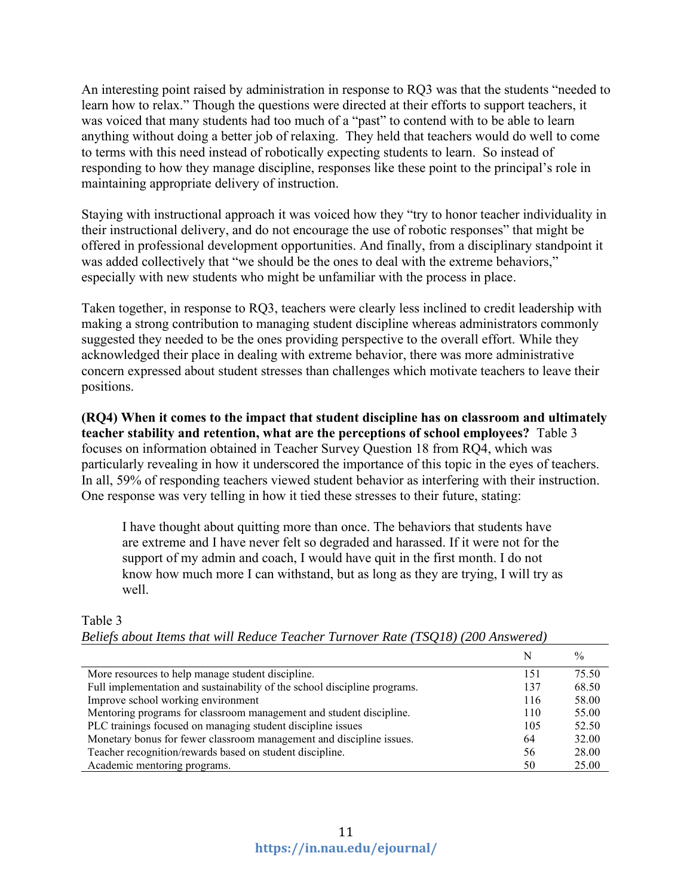An interesting point raised by administration in response to RQ3 was that the students "needed to learn how to relax." Though the questions were directed at their efforts to support teachers, it was voiced that many students had too much of a "past" to contend with to be able to learn anything without doing a better job of relaxing. They held that teachers would do well to come to terms with this need instead of robotically expecting students to learn. So instead of responding to how they manage discipline, responses like these point to the principal's role in maintaining appropriate delivery of instruction.

Staying with instructional approach it was voiced how they "try to honor teacher individuality in their instructional delivery, and do not encourage the use of robotic responses" that might be offered in professional development opportunities. And finally, from a disciplinary standpoint it was added collectively that "we should be the ones to deal with the extreme behaviors," especially with new students who might be unfamiliar with the process in place.

Taken together, in response to RQ3, teachers were clearly less inclined to credit leadership with making a strong contribution to managing student discipline whereas administrators commonly suggested they needed to be the ones providing perspective to the overall effort. While they acknowledged their place in dealing with extreme behavior, there was more administrative concern expressed about student stresses than challenges which motivate teachers to leave their positions.

**(RQ4) When it comes to the impact that student discipline has on classroom and ultimately teacher stability and retention, what are the perceptions of school employees?** Table 3 focuses on information obtained in Teacher Survey Question 18 from RQ4, which was particularly revealing in how it underscored the importance of this topic in the eyes of teachers. In all, 59% of responding teachers viewed student behavior as interfering with their instruction. One response was very telling in how it tied these stresses to their future, stating:

> I have thought about quitting more than once. The behaviors that students have are extreme and I have never felt so degraded and harassed. If it were not for the support of my admin and coach, I would have quit in the first month. I do not know how much more I can withstand, but as long as they are trying, I will try as well.

Table 3

*Beliefs about Items that will Reduce Teacher Turnover Rate (TSQ18) (200 Answered)*

| | N | % |
|---|---|---|
| More resources to help manage student discipline. | 151 | 75.50 |
| Full implementation and sustainability of the school discipline programs. | 137 | 68.50 |
| Improve school working environment | 116 | 58.00 |
| Mentoring programs for classroom management and student discipline. | 110 | 55.00 |
| PLC trainings focused on managing student discipline issues | 105 | 52.50 |
| Monetary bonus for fewer classroom management and discipline issues. | 64 | 32.00 |
| Teacher recognition/rewards based on student discipline. | 56 | 28.00 |
| Academic mentoring programs. | 50 | 25.00 |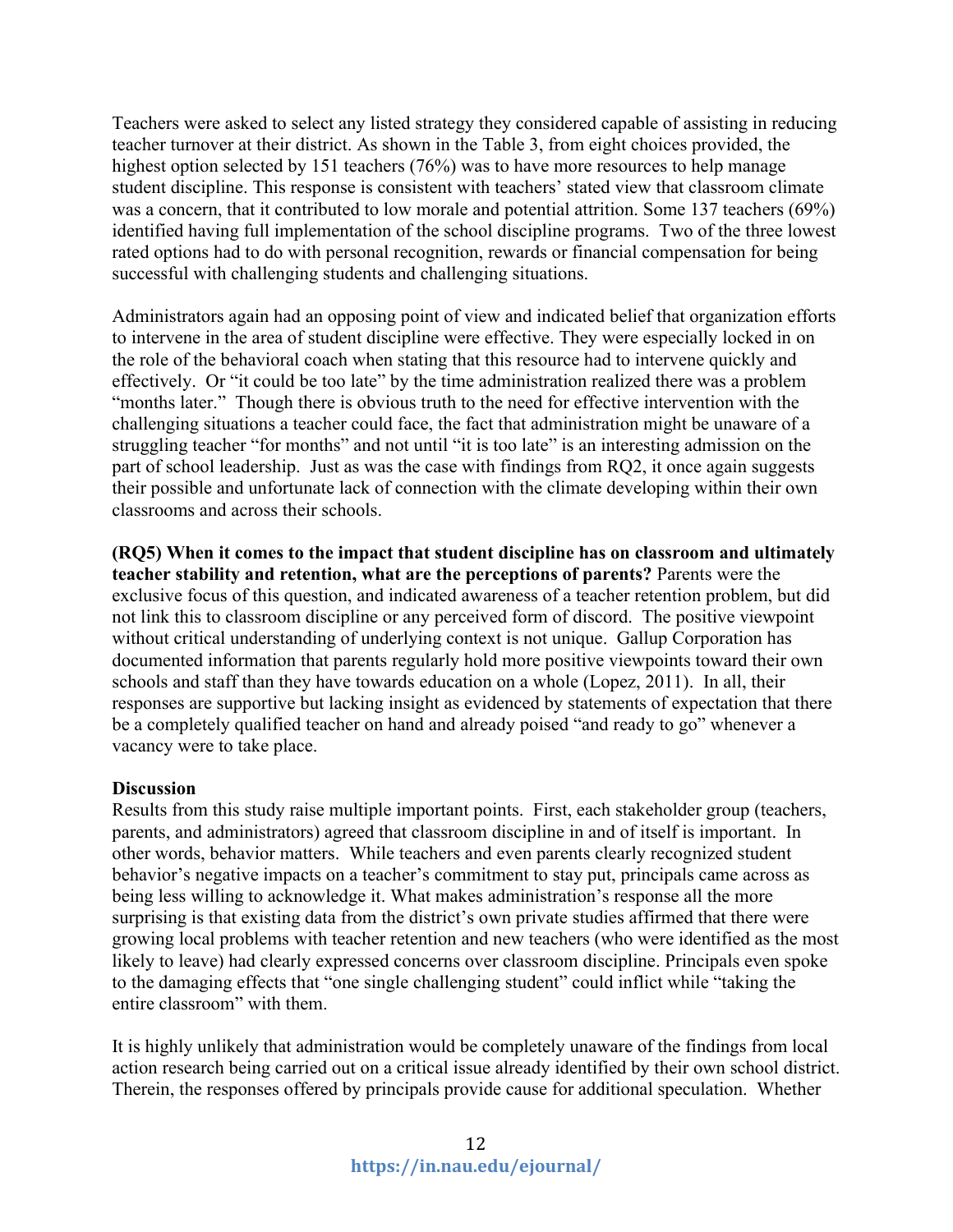Teachers were asked to select any listed strategy they considered capable of assisting in reducing teacher turnover at their district. As shown in the Table 3, from eight choices provided, the highest option selected by 151 teachers (76%) was to have more resources to help manage student discipline. This response is consistent with teachers' stated view that classroom climate was a concern, that it contributed to low morale and potential attrition. Some 137 teachers (69%) identified having full implementation of the school discipline programs. Two of the three lowest rated options had to do with personal recognition, rewards or financial compensation for being successful with challenging students and challenging situations.

Administrators again had an opposing point of view and indicated belief that organization efforts to intervene in the area of student discipline were effective. They were especially locked in on the role of the behavioral coach when stating that this resource had to intervene quickly and effectively. Or "it could be too late" by the time administration realized there was a problem "months later." Though there is obvious truth to the need for effective intervention with the challenging situations a teacher could face, the fact that administration might be unaware of a struggling teacher "for months" and not until "it is too late" is an interesting admission on the part of school leadership. Just as was the case with findings from RQ2, it once again suggests their possible and unfortunate lack of connection with the climate developing within their own classrooms and across their schools.

**(RQ5) When it comes to the impact that student discipline has on classroom and ultimately teacher stability and retention, what are the perceptions of parents?** Parents were the exclusive focus of this question, and indicated awareness of a teacher retention problem, but did not link this to classroom discipline or any perceived form of discord. The positive viewpoint without critical understanding of underlying context is not unique. Gallup Corporation has documented information that parents regularly hold more positive viewpoints toward their own schools and staff than they have towards education on a whole (Lopez, 2011). In all, their responses are supportive but lacking insight as evidenced by statements of expectation that there be a completely qualified teacher on hand and already poised "and ready to go" whenever a vacancy were to take place.

**Discussion**

Results from this study raise multiple important points. First, each stakeholder group (teachers, parents, and administrators) agreed that classroom discipline in and of itself is important. In other words, behavior matters. While teachers and even parents clearly recognized student behavior's negative impacts on a teacher's commitment to stay put, principals came across as being less willing to acknowledge it. What makes administration's response all the more surprising is that existing data from the district's own private studies affirmed that there were growing local problems with teacher retention and new teachers (who were identified as the most likely to leave) had clearly expressed concerns over classroom discipline. Principals even spoke to the damaging effects that "one single challenging student" could inflict while "taking the entire classroom" with them.

It is highly unlikely that administration would be completely unaware of the findings from local action research being carried out on a critical issue already identified by their own school district. Therein, the responses offered by principals provide cause for additional speculation. Whether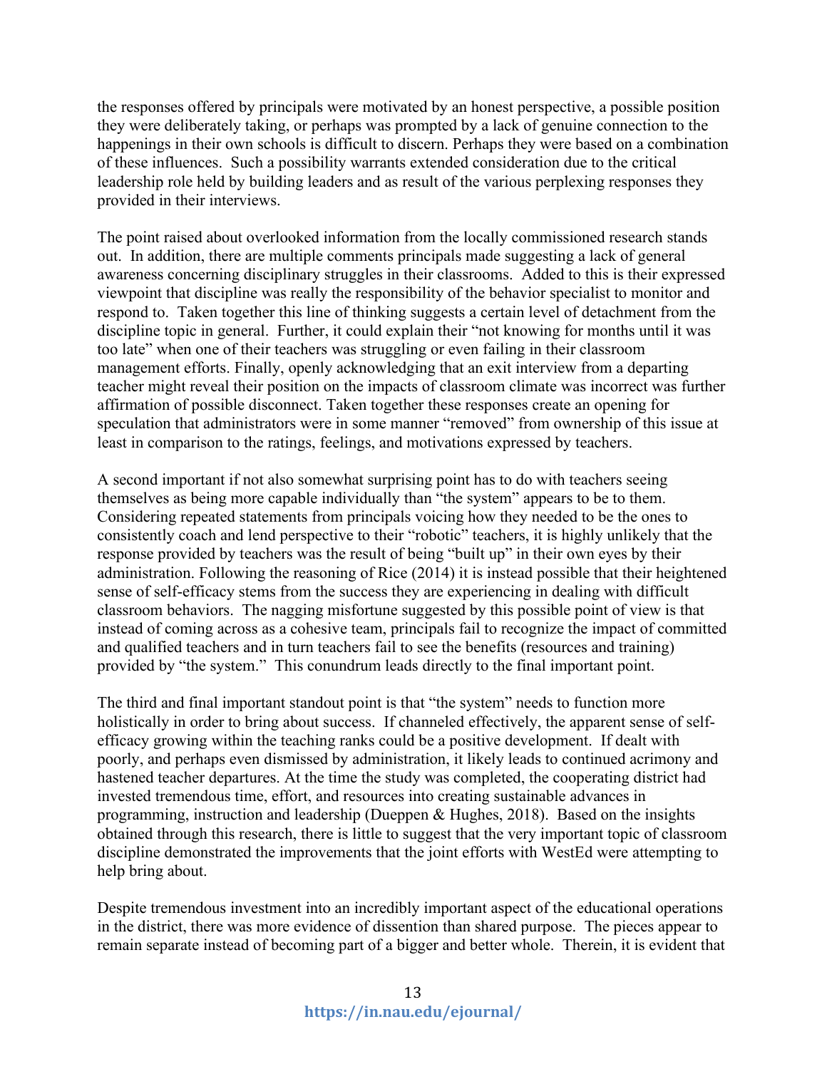the responses offered by principals were motivated by an honest perspective, a possible position they were deliberately taking, or perhaps was prompted by a lack of genuine connection to the happenings in their own schools is difficult to discern. Perhaps they were based on a combination of these influences. Such a possibility warrants extended consideration due to the critical leadership role held by building leaders and as result of the various perplexing responses they provided in their interviews.

The point raised about overlooked information from the locally commissioned research stands out. In addition, there are multiple comments principals made suggesting a lack of general awareness concerning disciplinary struggles in their classrooms. Added to this is their expressed viewpoint that discipline was really the responsibility of the behavior specialist to monitor and respond to. Taken together this line of thinking suggests a certain level of detachment from the discipline topic in general. Further, it could explain their "not knowing for months until it was too late" when one of their teachers was struggling or even failing in their classroom management efforts. Finally, openly acknowledging that an exit interview from a departing teacher might reveal their position on the impacts of classroom climate was incorrect was further affirmation of possible disconnect. Taken together these responses create an opening for speculation that administrators were in some manner "removed" from ownership of this issue at least in comparison to the ratings, feelings, and motivations expressed by teachers.

A second important if not also somewhat surprising point has to do with teachers seeing themselves as being more capable individually than "the system" appears to be to them. Considering repeated statements from principals voicing how they needed to be the ones to consistently coach and lend perspective to their "robotic" teachers, it is highly unlikely that the response provided by teachers was the result of being "built up" in their own eyes by their administration. Following the reasoning of Rice (2014) it is instead possible that their heightened sense of self-efficacy stems from the success they are experiencing in dealing with difficult classroom behaviors. The nagging misfortune suggested by this possible point of view is that instead of coming across as a cohesive team, principals fail to recognize the impact of committed and qualified teachers and in turn teachers fail to see the benefits (resources and training) provided by "the system." This conundrum leads directly to the final important point.

The third and final important standout point is that "the system" needs to function more holistically in order to bring about success. If channeled effectively, the apparent sense of self-efficacy growing within the teaching ranks could be a positive development. If dealt with poorly, and perhaps even dismissed by administration, it likely leads to continued acrimony and hastened teacher departures. At the time the study was completed, the cooperating district had invested tremendous time, effort, and resources into creating sustainable advances in programming, instruction and leadership (Dueppen & Hughes, 2018). Based on the insights obtained through this research, there is little to suggest that the very important topic of classroom discipline demonstrated the improvements that the joint efforts with WestEd were attempting to help bring about.

Despite tremendous investment into an incredibly important aspect of the educational operations in the district, there was more evidence of dissention than shared purpose. The pieces appear to remain separate instead of becoming part of a bigger and better whole. Therein, it is evident that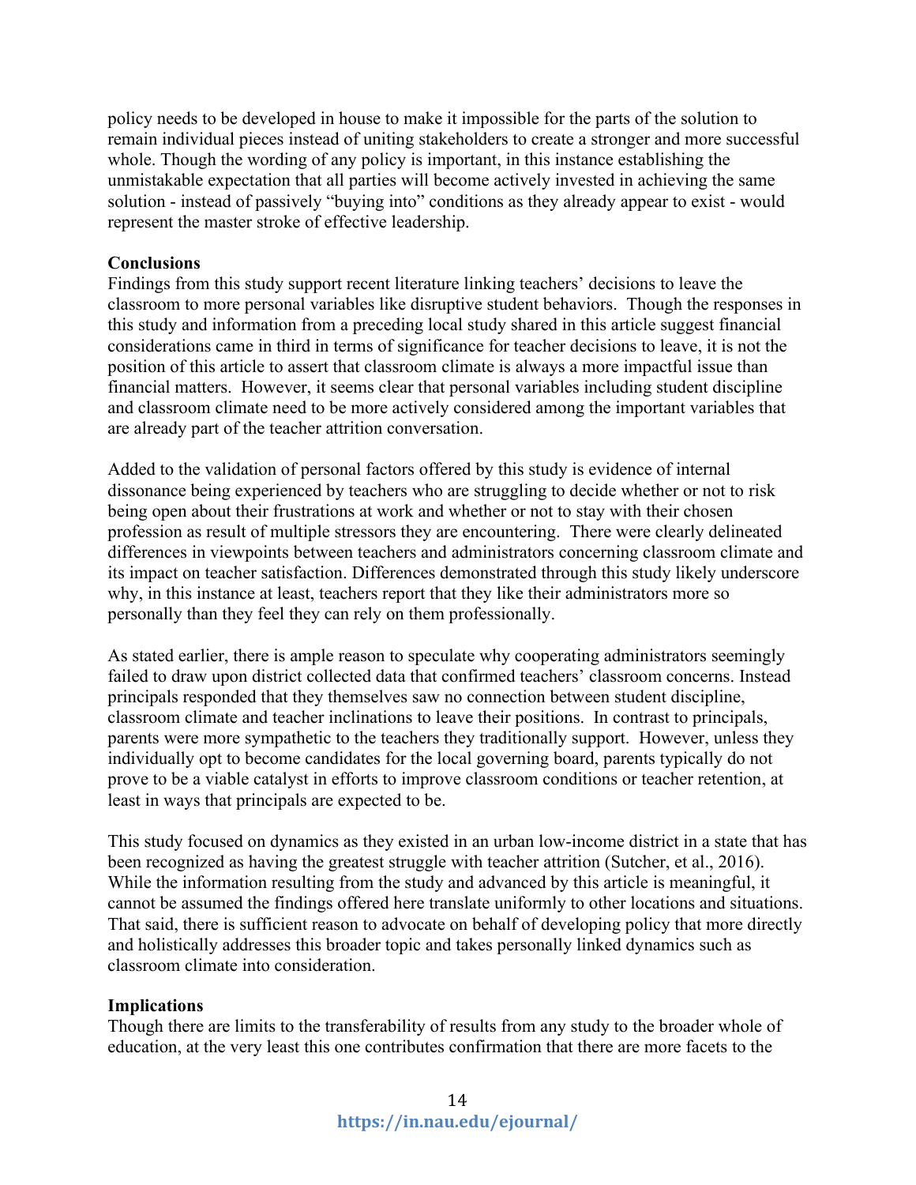policy needs to be developed in house to make it impossible for the parts of the solution to remain individual pieces instead of uniting stakeholders to create a stronger and more successful whole. Though the wording of any policy is important, in this instance establishing the unmistakable expectation that all parties will become actively invested in achieving the same solution - instead of passively "buying into" conditions as they already appear to exist - would represent the master stroke of effective leadership.

**Conclusions**

Findings from this study support recent literature linking teachers' decisions to leave the classroom to more personal variables like disruptive student behaviors. Though the responses in this study and information from a preceding local study shared in this article suggest financial considerations came in third in terms of significance for teacher decisions to leave, it is not the position of this article to assert that classroom climate is always a more impactful issue than financial matters. However, it seems clear that personal variables including student discipline and classroom climate need to be more actively considered among the important variables that are already part of the teacher attrition conversation.

Added to the validation of personal factors offered by this study is evidence of internal dissonance being experienced by teachers who are struggling to decide whether or not to risk being open about their frustrations at work and whether or not to stay with their chosen profession as result of multiple stressors they are encountering. There were clearly delineated differences in viewpoints between teachers and administrators concerning classroom climate and its impact on teacher satisfaction. Differences demonstrated through this study likely underscore why, in this instance at least, teachers report that they like their administrators more so personally than they feel they can rely on them professionally.

As stated earlier, there is ample reason to speculate why cooperating administrators seemingly failed to draw upon district collected data that confirmed teachers' classroom concerns. Instead principals responded that they themselves saw no connection between student discipline, classroom climate and teacher inclinations to leave their positions. In contrast to principals, parents were more sympathetic to the teachers they traditionally support. However, unless they individually opt to become candidates for the local governing board, parents typically do not prove to be a viable catalyst in efforts to improve classroom conditions or teacher retention, at least in ways that principals are expected to be.

This study focused on dynamics as they existed in an urban low-income district in a state that has been recognized as having the greatest struggle with teacher attrition (Sutcher, et al., 2016). While the information resulting from the study and advanced by this article is meaningful, it cannot be assumed the findings offered here translate uniformly to other locations and situations. That said, there is sufficient reason to advocate on behalf of developing policy that more directly and holistically addresses this broader topic and takes personally linked dynamics such as classroom climate into consideration.

**Implications**

Though there are limits to the transferability of results from any study to the broader whole of education, at the very least this one contributes confirmation that there are more facets to the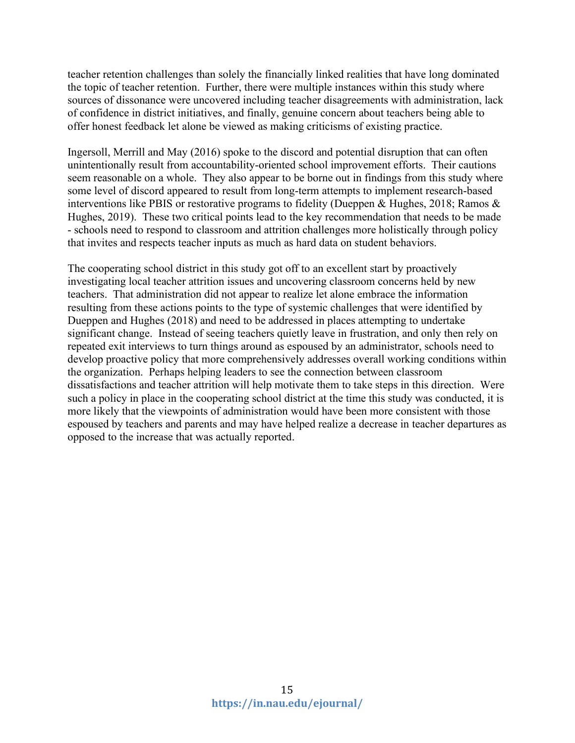teacher retention challenges than solely the financially linked realities that have long dominated the topic of teacher retention. Further, there were multiple instances within this study where sources of dissonance were uncovered including teacher disagreements with administration, lack of confidence in district initiatives, and finally, genuine concern about teachers being able to offer honest feedback let alone be viewed as making criticisms of existing practice.

Ingersoll, Merrill and May (2016) spoke to the discord and potential disruption that can often unintentionally result from accountability-oriented school improvement efforts. Their cautions seem reasonable on a whole. They also appear to be borne out in findings from this study where some level of discord appeared to result from long-term attempts to implement research-based interventions like PBIS or restorative programs to fidelity (Dueppen & Hughes, 2018; Ramos & Hughes, 2019). These two critical points lead to the key recommendation that needs to be made - schools need to respond to classroom and attrition challenges more holistically through policy that invites and respects teacher inputs as much as hard data on student behaviors.

The cooperating school district in this study got off to an excellent start by proactively investigating local teacher attrition issues and uncovering classroom concerns held by new teachers. That administration did not appear to realize let alone embrace the information resulting from these actions points to the type of systemic challenges that were identified by Dueppen and Hughes (2018) and need to be addressed in places attempting to undertake significant change. Instead of seeing teachers quietly leave in frustration, and only then rely on repeated exit interviews to turn things around as espoused by an administrator, schools need to develop proactive policy that more comprehensively addresses overall working conditions within the organization. Perhaps helping leaders to see the connection between classroom dissatisfactions and teacher attrition will help motivate them to take steps in this direction. Were such a policy in place in the cooperating school district at the time this study was conducted, it is more likely that the viewpoints of administration would have been more consistent with those espoused by teachers and parents and may have helped realize a decrease in teacher departures as opposed to the increase that was actually reported.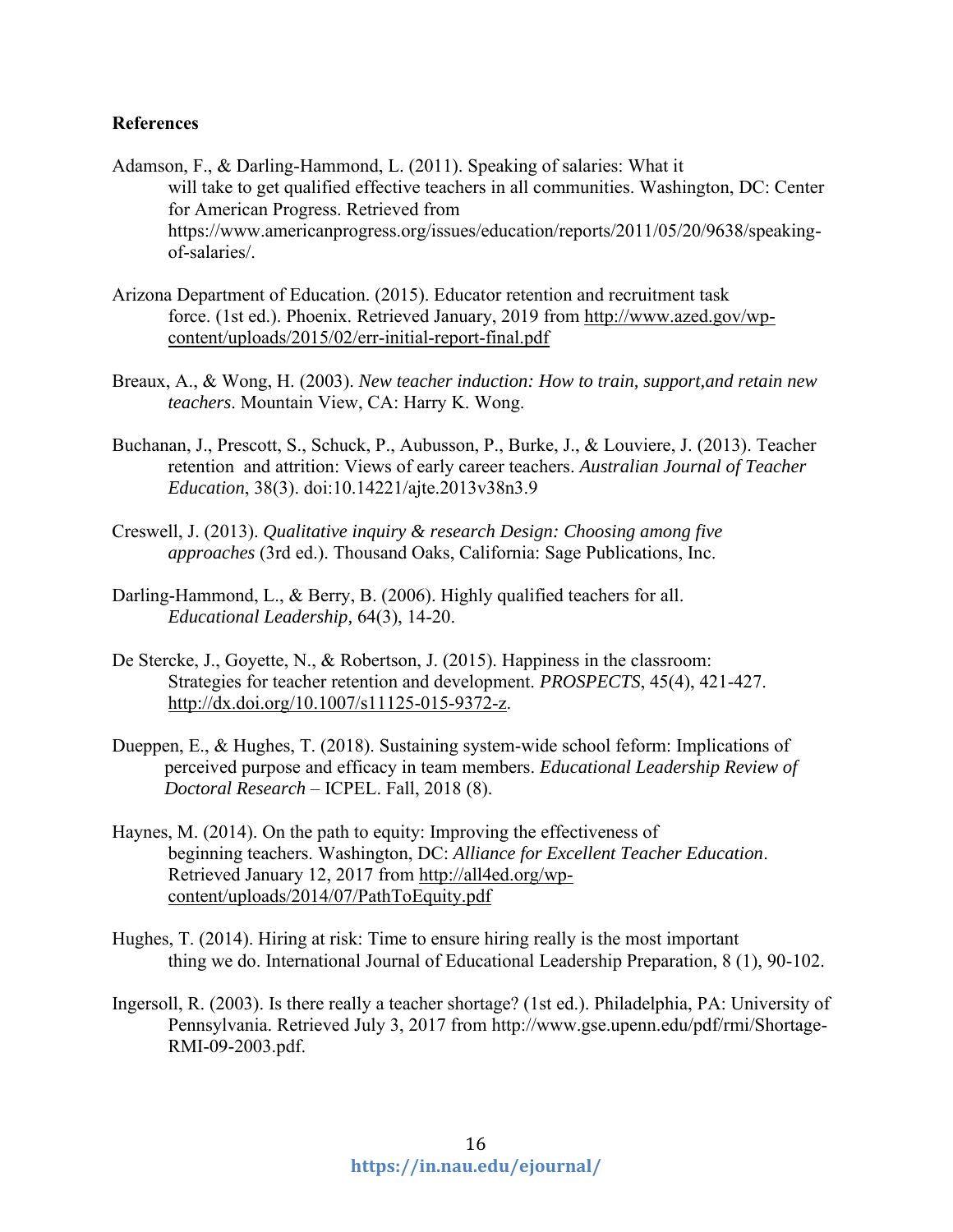**References**

Adamson, F., & Darling-Hammond, L. (2011). Speaking of salaries: What it will take to get qualified effective teachers in all communities. Washington, DC: Center for American Progress. Retrieved from https://www.americanprogress.org/issues/education/reports/2011/05/20/9638/speaking-of-salaries/.

Arizona Department of Education. (2015). Educator retention and recruitment task force. (1st ed.). Phoenix. Retrieved January, 2019 from http://www.azed.gov/wp-content/uploads/2015/02/err-initial-report-final.pdf

Breaux, A., & Wong, H. (2003). *New teacher induction: How to train, support,and retain new teachers*. Mountain View, CA: Harry K. Wong.

Buchanan, J., Prescott, S., Schuck, P., Aubusson, P., Burke, J., & Louviere, J. (2013). Teacher retention and attrition: Views of early career teachers. *Australian Journal of Teacher Education*, 38(3). doi:10.14221/ajte.2013v38n3.9

Creswell, J. (2013). *Qualitative inquiry & research Design: Choosing among five approaches* (3rd ed.). Thousand Oaks, California: Sage Publications, Inc.

Darling-Hammond, L., & Berry, B. (2006). Highly qualified teachers for all. *Educational Leadership,* 64(3), 14-20.

De Stercke, J., Goyette, N., & Robertson, J. (2015). Happiness in the classroom: Strategies for teacher retention and development. *PROSPECTS*, 45(4), 421-427. http://dx.doi.org/10.1007/s11125-015-9372-z.

Dueppen, E., & Hughes, T. (2018). Sustaining system-wide school feform: Implications of perceived purpose and efficacy in team members. *Educational Leadership Review of Doctoral Research* – ICPEL. Fall, 2018 (8).

Haynes, M. (2014). On the path to equity: Improving the effectiveness of beginning teachers. Washington, DC: *Alliance for Excellent Teacher Education*. Retrieved January 12, 2017 from http://all4ed.org/wp-content/uploads/2014/07/PathToEquity.pdf

Hughes, T. (2014). Hiring at risk: Time to ensure hiring really is the most important thing we do. International Journal of Educational Leadership Preparation, 8 (1), 90-102.

Ingersoll, R. (2003). Is there really a teacher shortage? (1st ed.). Philadelphia, PA: University of Pennsylvania. Retrieved July 3, 2017 from http://www.gse.upenn.edu/pdf/rmi/Shortage-RMI-09-2003.pdf.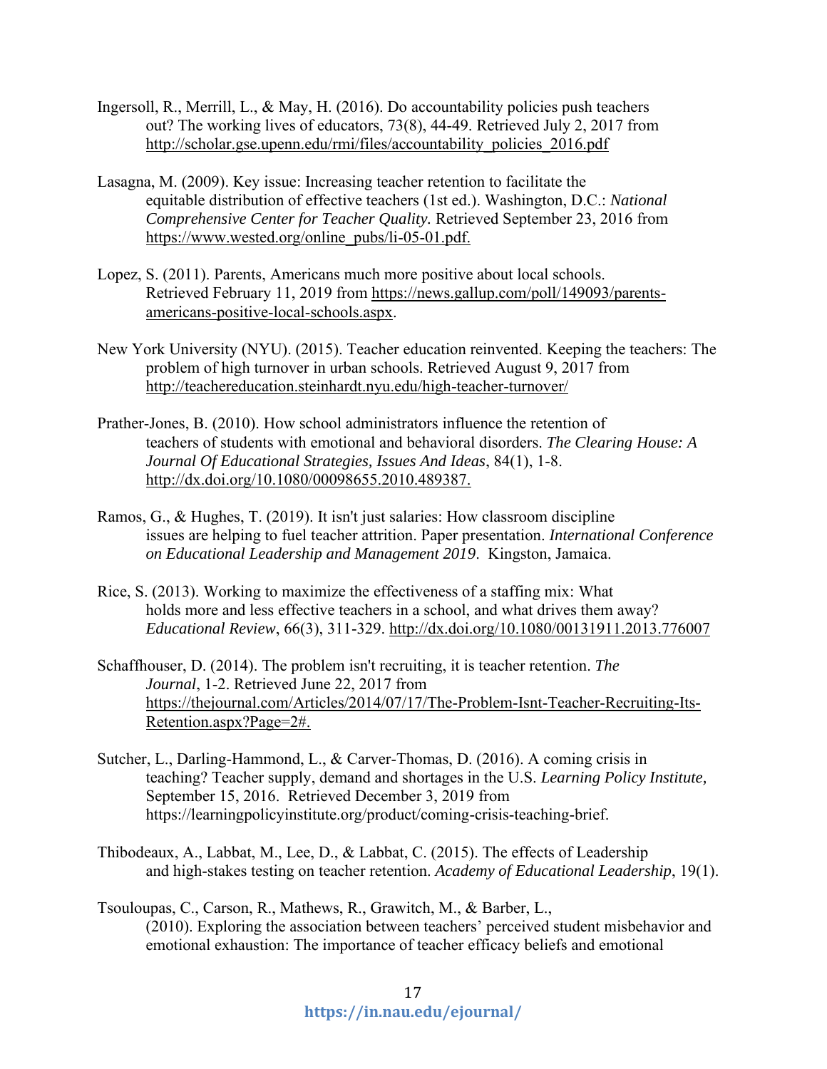Ingersoll, R., Merrill, L., & May, H. (2016). Do accountability policies push teachers out? The working lives of educators, 73(8), 44-49. Retrieved July 2, 2017 from http://scholar.gse.upenn.edu/rmi/files/accountability_policies_2016.pdf

Lasagna, M. (2009). Key issue: Increasing teacher retention to facilitate the equitable distribution of effective teachers (1st ed.). Washington, D.C.: *National Comprehensive Center for Teacher Quality.* Retrieved September 23, 2016 from https://www.wested.org/online_pubs/li-05-01.pdf.

Lopez, S. (2011). Parents, Americans much more positive about local schools. Retrieved February 11, 2019 from https://news.gallup.com/poll/149093/parents-americans-positive-local-schools.aspx.

New York University (NYU). (2015). Teacher education reinvented. Keeping the teachers: The problem of high turnover in urban schools. Retrieved August 9, 2017 from http://teachereducation.steinhardt.nyu.edu/high-teacher-turnover/

Prather-Jones, B. (2010). How school administrators influence the retention of teachers of students with emotional and behavioral disorders. *The Clearing House: A Journal Of Educational Strategies, Issues And Ideas*, 84(1), 1-8. http://dx.doi.org/10.1080/00098655.2010.489387.

Ramos, G., & Hughes, T. (2019). It isn't just salaries: How classroom discipline issues are helping to fuel teacher attrition. Paper presentation. *International Conference on Educational Leadership and Management 2019*. Kingston, Jamaica.

Rice, S. (2013). Working to maximize the effectiveness of a staffing mix: What holds more and less effective teachers in a school, and what drives them away? *Educational Review*, 66(3), 311-329. http://dx.doi.org/10.1080/00131911.2013.776007

Schaffhouser, D. (2014). The problem isn't recruiting, it is teacher retention. *The Journal*, 1-2. Retrieved June 22, 2017 from https://thejournal.com/Articles/2014/07/17/The-Problem-Isnt-Teacher-Recruiting-Its-Retention.aspx?Page=2#.

Sutcher, L., Darling-Hammond, L., & Carver-Thomas, D. (2016). A coming crisis in teaching? Teacher supply, demand and shortages in the U.S. *Learning Policy Institute,* September 15, 2016. Retrieved December 3, 2019 from https://learningpolicyinstitute.org/product/coming-crisis-teaching-brief.

Thibodeaux, A., Labbat, M., Lee, D., & Labbat, C. (2015). The effects of Leadership and high-stakes testing on teacher retention. *Academy of Educational Leadership*, 19(1).

Tsouloupas, C., Carson, R., Mathews, R., Grawitch, M., & Barber, L., (2010). Exploring the association between teachers' perceived student misbehavior and emotional exhaustion: The importance of teacher efficacy beliefs and emotional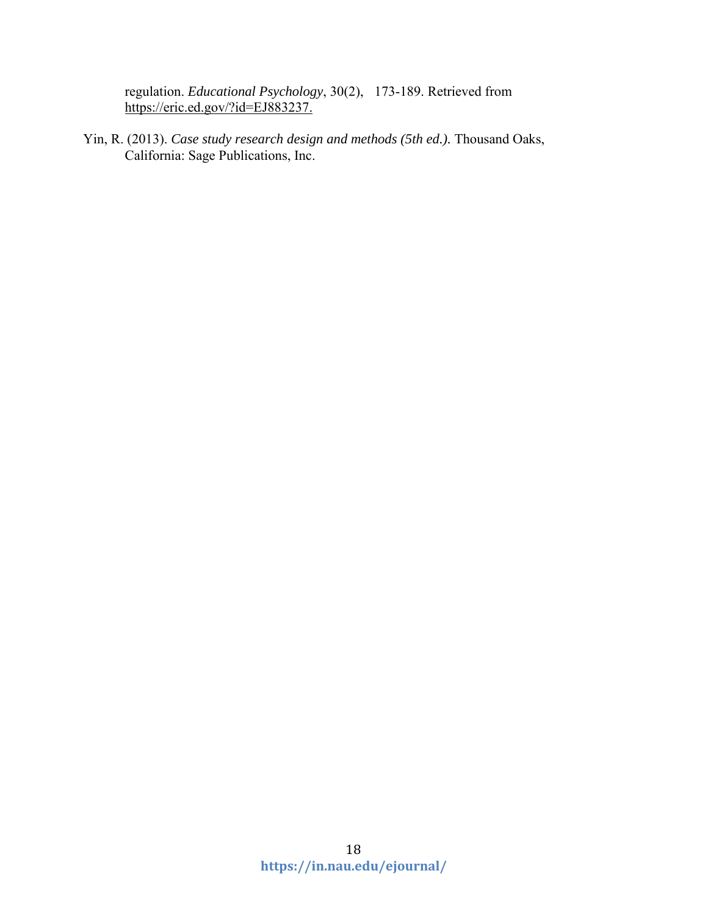regulation. *Educational Psychology*, 30(2), 173-189. Retrieved from https://eric.ed.gov/?id=EJ883237.

Yin, R. (2013). *Case study research design and methods (5th ed.).* Thousand Oaks, California: Sage Publications, Inc.